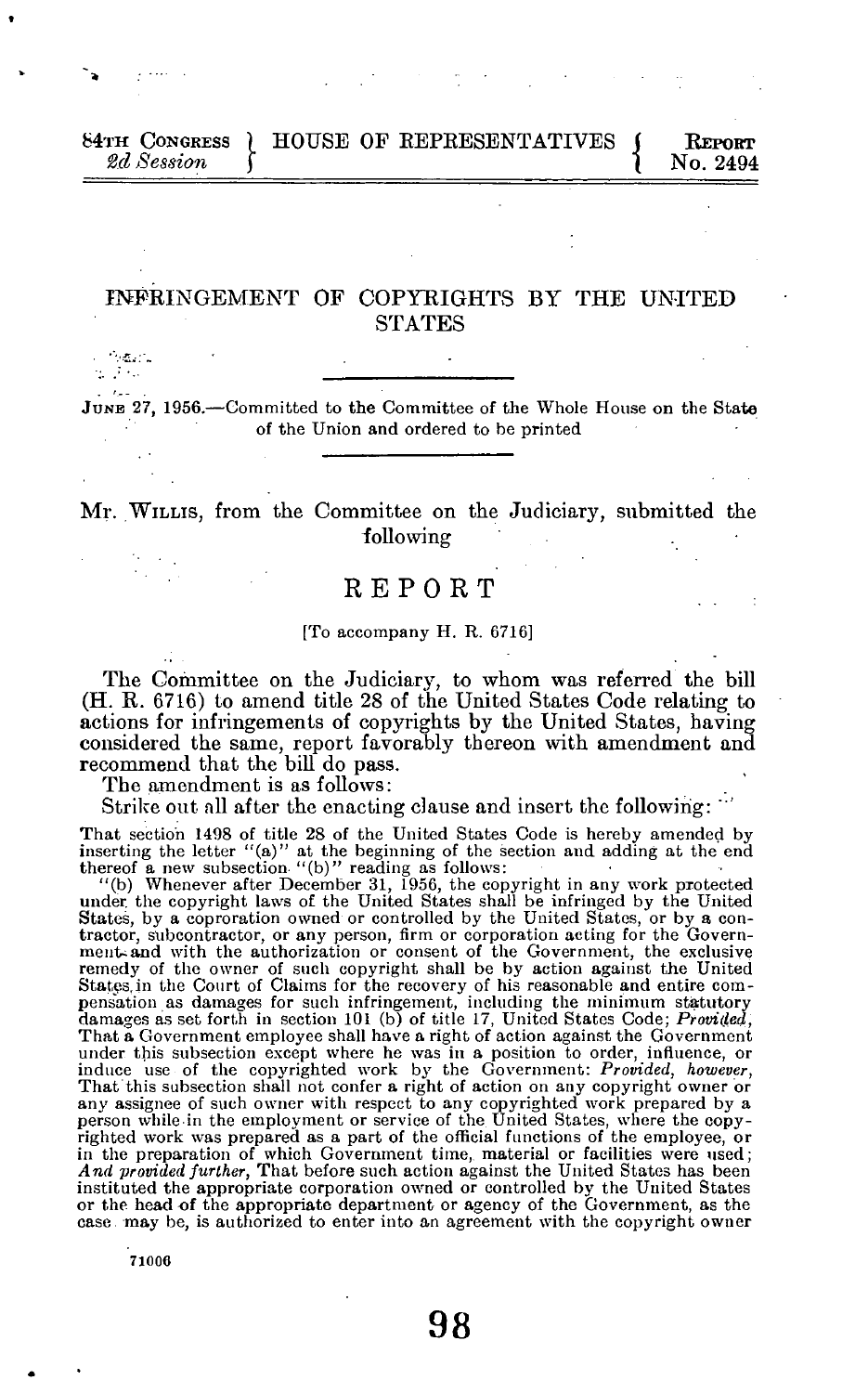84TH CONGRESS 2d Session | HOUSE OF REPRESENTATIVES | REPORT No. 2494

# INFRINGEMENT OF COPYRIGHTS BY THE UNITED STATES

JUNE 27, 1956.—Committed to the Committee of the Whole House on the State of the Union and ordered to be printed

Mr. WILLIS, from the Committee on the Judiciary, submitted the following

## REPORT

[To accompany H. R. 6716]

The Committee on the Judiciary, to whom was referred the bill (H. R. 6716) to amend title 28 of the United States Code relating to actions for infringements of copyrights by the United States, having considered the same, report favorably thereon with amendment and recommend that the bill do pass.

The amendment is as follows:

Strike out all after the enacting clause and insert the following:

That section 1498 of title 28 of the United States Code is hereby amended by inserting the letter "(a)" at the beginning of the section and adding at the end thereof a new subsection "(b)" reading as follows:

"(b) Whenever after December 31, 1956, the copyright in any work protected under the copyright laws of the United States shall be infringed by the United States, by a coproration owned or controlled by the United States, or by a contractor, subcontractor, or any person, firm or corporation acting for the Government and with the authorization or consent of the Government, the exclusive remedy of the owner of such copyright shall be by action against the United States in the Court of Claims for the recovery of his reasonable and entire compensation as damages for such infringement, including the minimum statutory damages as set forth in section 101 (b) of title 17, United States Code; *Provided, however*, That a Government employee shall have a right of action against the Government under this subsection except where he was in a position to order, influence, or induce use of the copyrighted work by the Government: *Provided, however*, That this subsection shall not confer a right of action on any copyright owner or any assignee of such owner with respect to any copyrighted work prepared by a person while in the employment or service of the United States, where the copyrighted work was prepared as a part of the official functions of the employee, or in the preparation of which Government time, material or facilities were used; *And provided further*, That before such action against the United States has been instituted the appropriate corporation owned or controlled by the United States or the head of the appropriate department or agency of the Government, as the case may be, is authorized to enter into an agreement with the copyright owner

71006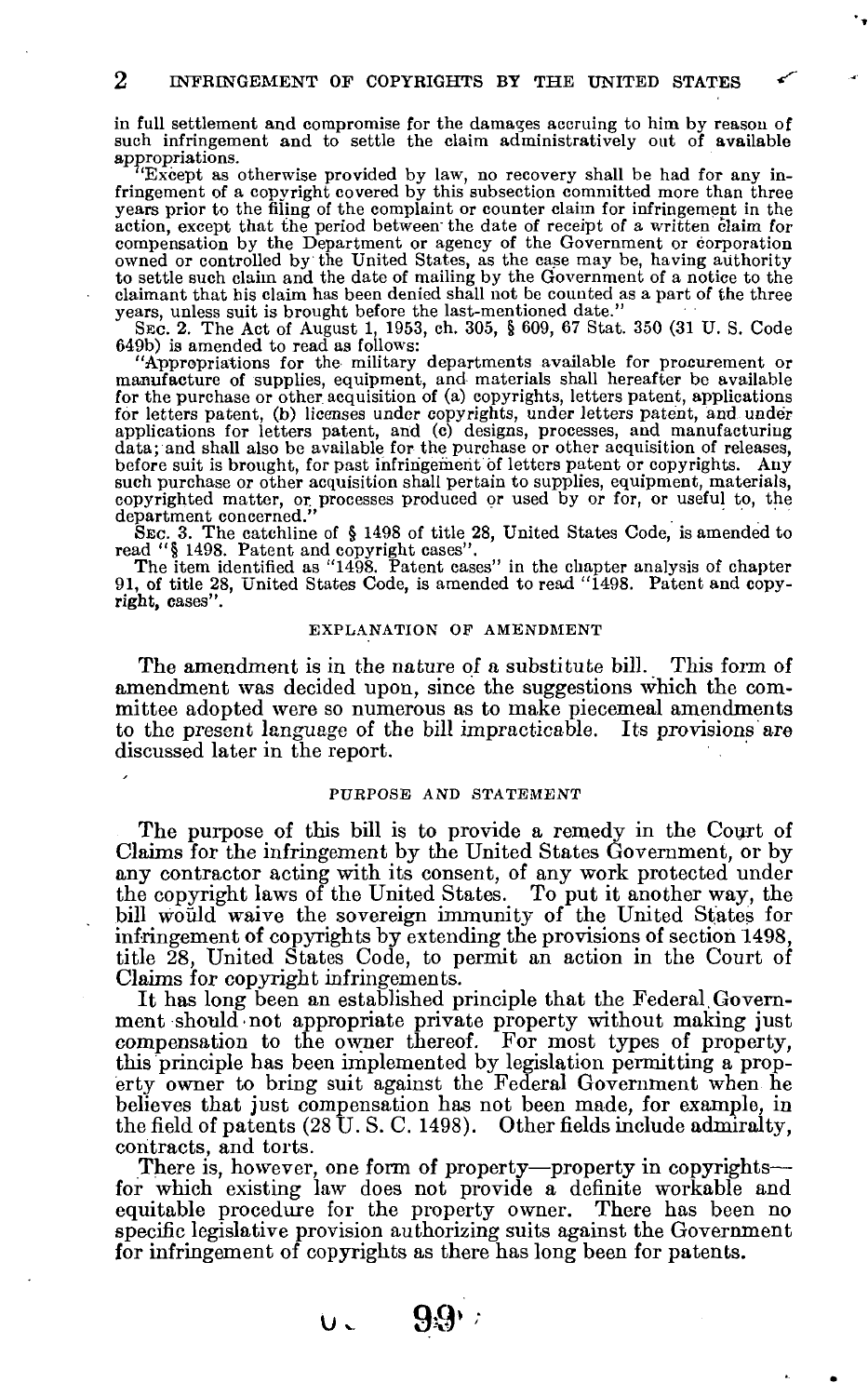in full settlement and compromise for the damages accruing to him by reason of such infringement and to settle the claim administratively out of available appropriations.

"Except as otherwise provided by law, no recovery shall be had for any infringement of a copyright covered by this subsection committed more than three years prior to the filing of the complaint or counter claim for infringement in the action, except that the period between the date of receipt of a written claim for compensation by the Department or agency of the Government or corporation owned or controlled by the United States, as the case may be, having authority to settle such claim and the date of mailing by the Government of a notice to the claimant that his claim has been denied shall not be counted as a part of the three years, unless suit is brought before the last-mentioned date."

SEC. 2. The Act of August 1, 1953, ch. 305, § 609, 67 Stat. 350 (31 U. S. Code 649b) is amended to read as follows:

"Appropriations for the military departments available for procurement or manufacture of supplies, equipment, and materials shall hereafter be available for the purchase or other acquisition of (a) copyrights, letters patent, applications for letters patent, (b) licenses under copyrights, under letters patent, and under applications for letters patent, and (c) designs, processes, and manufacturing data; and shall also be available for the purchase or other acquisition of releases, before suit is brought, for past infringement of letters patent or copyrights. Any such purchase or other acquisition shall pertain to supplies, equipment, materials, copyrighted matter, or processes produced or used by or for, or useful to, the department concerned."

SEC. 3. The catchline of § 1498 of title 28, United States Code, is amended to read "§ 1498. Patent and copyright cases".

The item identified as "1498. Patent cases" in the chapter analysis of chapter 91, of title 28, United States Code, is amended to read "1498. Patent and copyright, cases".

## EXPLANATION OF AMENDMENT

The amendment is in the nature of a substitute bill. This form of amendment was decided upon, since the suggestions which the committee adopted were so numerous as to make piecemeal amendments to the present language of the bill impracticable. Its provisions are discussed later in the report.

## PURPOSE AND STATEMENT

The purpose of this bill is to provide a remedy in the Court of Claims for the infringement by the United States Government, or by any contractor acting with its consent, of any work protected under the copyright laws of the United States. To put it another way, the bill would waive the sovereign immunity of the United States for infringement of copyrights by extending the provisions of section 1498, title 28, United States Code, to permit an action in the Court of Claims for copyright infringements.

It has long been an established principle that the Federal Government should not appropriate private property without making just compensation to the owner thereof. For most types of property, this principle has been implemented by legislation permitting a property owner to bring suit against the Federal Government when he believes that just compensation has not been made, for example, in the field of patents (28 U. S. C. 1498). Other fields include admiralty, contracts, and torts.

There is, however, one form of property—property in copyrights—for which existing law does not provide a definite workable and equitable procedure for the property owner. There has been no specific legislative provision authorizing suits against the Government for infringement of copyrights as there has long been for patents.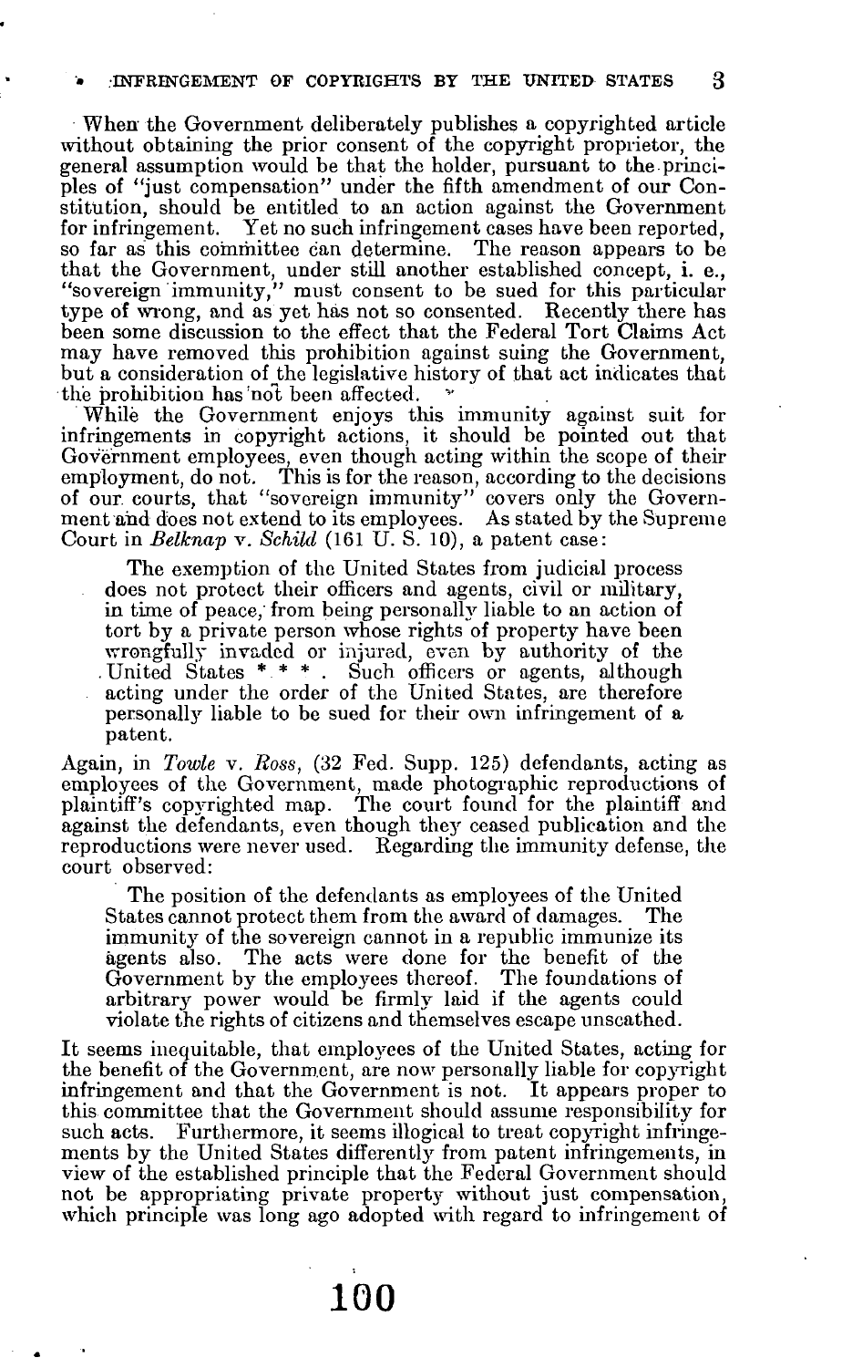When the Government deliberately publishes a copyrighted article without obtaining the prior consent of the copyright proprietor, the general assumption would be that the holder, pursuant to the principles of "just compensation" under the fifth amendment of our Constitution, should be entitled to an action against the Government for infringement. Yet no such infringement cases have been reported, so far as this committee can determine. The reason appears to be that the Government, under still another established concept, i. e., "sovereign immunity," must consent to be sued for this particular type of wrong, and as yet has not so consented. Recently there has been some discussion to the effect that the Federal Tort Claims Act may have removed this prohibition against suing the Government, but a consideration of the legislative history of that act indicates that the prohibition has not been affected.

While the Government enjoys this immunity against suit for infringements in copyright actions, it should be pointed out that Government employees, even though acting within the scope of their employment, do not. This is for the reason, according to the decisions of our courts, that "sovereign immunity" covers only the Government and does not extend to its employees. As stated by the Supreme Court in *Belknap* v. *Schild* (161 U. S. 10), a patent case:

> The exemption of the United States from judicial process does not protect their officers and agents, civil or military, in time of peace, from being personally liable to an action of tort by a private person whose rights of property have been wrongfully invaded or injured, even by authority of the United States * * *. Such officers or agents, although acting under the order of the United States, are therefore personally liable to be sued for their own infringement of a patent.

Again, in *Towle* v. *Ross*, (32 Fed. Supp. 125) defendants, acting as employees of the Government, made photographic reproductions of plaintiff's copyrighted map. The court found for the plaintiff and against the defendants, even though they ceased publication and the reproductions were never used. Regarding the immunity defense, the court observed:

> The position of the defendants as employees of the United States cannot protect them from the award of damages. The immunity of the sovereign cannot in a republic immunize its agents also. The acts were done for the benefit of the Government by the employees thereof. The foundations of arbitrary power would be firmly laid if the agents could violate the rights of citizens and themselves escape unscathed.

It seems inequitable, that employees of the United States, acting for the benefit of the Government, are now personally liable for copyright infringement and that the Government is not. It appears proper to this committee that the Government should assume responsibility for such acts. Furthermore, it seems illogical to treat copyright infringements by the United States differently from patent infringements, in view of the established principle that the Federal Government should not be appropriating private property without just compensation, which principle was long ago adopted with regard to infringement of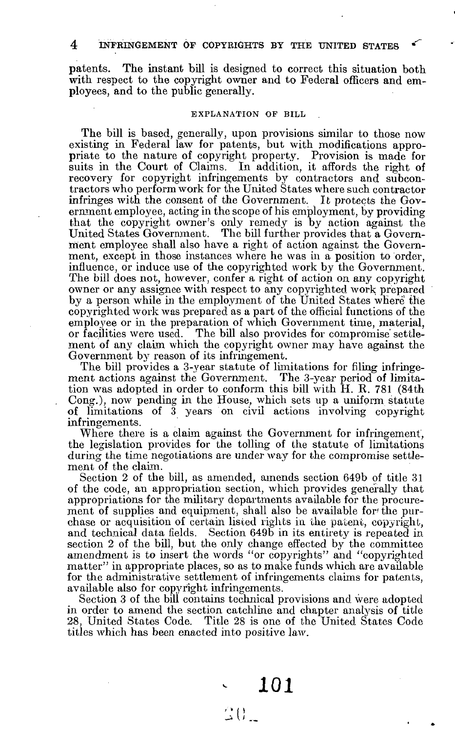patents. The instant bill is designed to correct this situation both with respect to the copyright owner and to Federal officers and employees, and to the public generally.

## EXPLANATION OF BILL

The bill is based, generally, upon provisions similar to those now existing in Federal law for patents, but with modifications appropriate to the nature of copyright property. Provision is made for suits in the Court of Claims. In addition, it affords the right of recovery for copyright infringements by contractors and subcontractors who perform work for the United States where such contractor infringes with the consent of the Government. It protects the Government employee, acting in the scope of his employment, by providing that the copyright owner's only remedy is by action against the United States Government. The bill further provides that a Government employee shall also have a right of action against the Government, except in those instances where he was in a position to order, influence, or induce use of the copyrighted work by the Government. The bill does not, however, confer a right of action on any copyright owner or any assignee with respect to any copyrighted work prepared by a person while in the employment of the United States where the copyrighted work was prepared as a part of the official functions of the employee or in the preparation of which Government time, material, or facilities were used. The bill also provides for compromise settlement of any claim which the copyright owner may have against the Government by reason of its infringement.

The bill provides a 3-year statute of limitations for filing infringement actions against the Government. The 3-year period of limitation was adopted in order to conform this bill with H. R. 781 (84th Cong.), now pending in the House, which sets up a uniform statute of limitations of 3 years on civil actions involving copyright infringements.

Where there is a claim against the Government for infringement, the legislation provides for the tolling of the statute of limitations during the time negotiations are under way for the compromise settlement of the claim.

Section 2 of the bill, as amended, amends section 649b of title 31 of the code, an appropriation section, which provides generally that appropriations for the military departments available for the procurement of supplies and equipment, shall also be available for the purchase or acquisition of certain listed rights in the patent, copyright, and technical data fields. Section 649b in its entirety is repeated in section 2 of the bill, but the only change effected by the committee amendment is to insert the words "or copyrights" and "copyrighted matter" in appropriate places, so as to make funds which are available for the administrative settlement of infringements claims for patents, available also for copyright infringements.

Section 3 of the bill contains technical provisions and were adopted in order to amend the section catchline and chapter analysis of title 28, United States Code. Title 28 is one of the United States Code titles which has been enacted into positive law.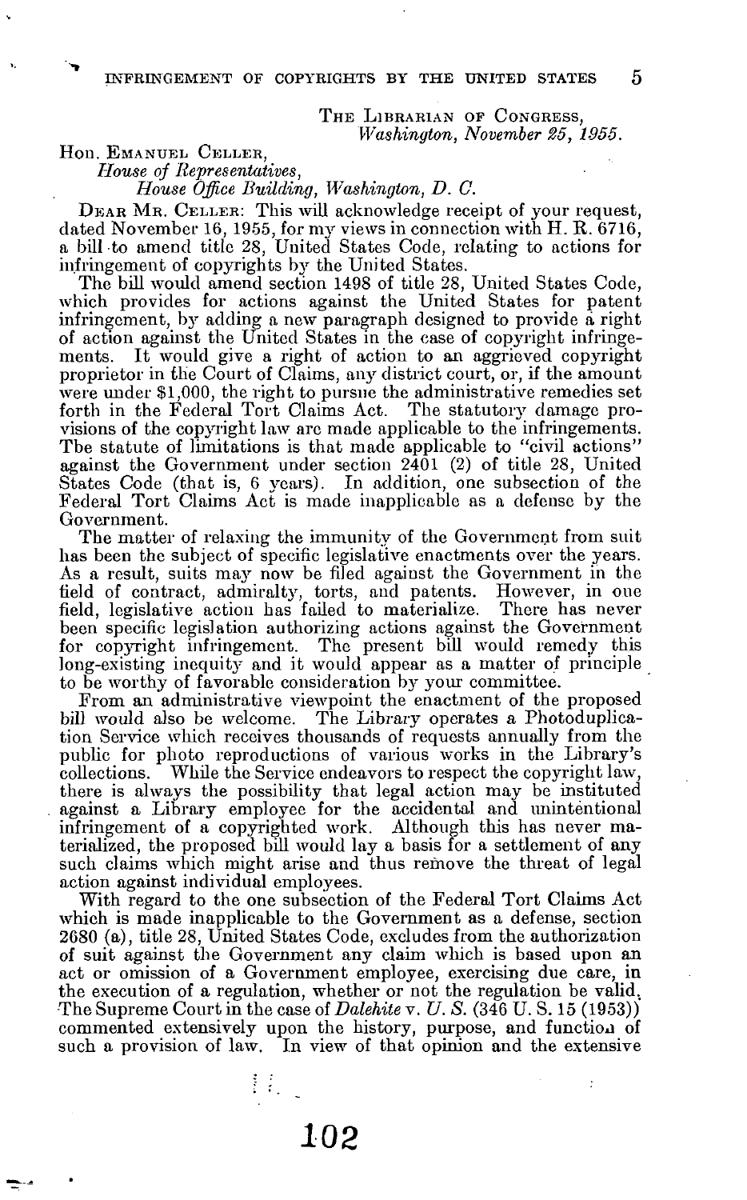THE LIBRARIAN OF CONGRESS,
*Washington, November 25, 1955.*

Hon. EMANUEL CELLER,
*House of Representatives,*
*House Office Building, Washington, D. C.*

DEAR MR. CELLER: This will acknowledge receipt of your request, dated November 16, 1955, for my views in connection with H. R. 6716, a bill to amend title 28, United States Code, relating to actions for infringement of copyrights by the United States.

The bill would amend section 1498 of title 28, United States Code, which provides for actions against the United States for patent infringement, by adding a new paragraph designed to provide a right of action against the United States in the case of copyright infringements. It would give a right of action to an aggrieved copyright proprietor in the Court of Claims, any district court, or, if the amount were under $1,000, the right to pursue the administrative remedies set forth in the Federal Tort Claims Act. The statutory damage provisions of the copyright law are made applicable to the infringements. The statute of limitations is that made applicable to "civil actions" against the Government under section 2401 (2) of title 28, United States Code (that is, 6 years). In addition, one subsection of the Federal Tort Claims Act is made inapplicable as a defense by the Government.

The matter of relaxing the immunity of the Government from suit has been the subject of specific legislative enactments over the years. As a result, suits may now be filed against the Government in the field of contract, admiralty, torts, and patents. However, in one field, legislative action has failed to materialize. There has never been specific legislation authorizing actions against the Government for copyright infringement. The present bill would remedy this long-existing inequity and it would appear as a matter of principle to be worthy of favorable consideration by your committee.

From an administrative viewpoint the enactment of the proposed bill would also be welcome. The Library operates a Photoduplication Service which receives thousands of requests annually from the public for photo reproductions of various works in the Library's collections. While the Service endeavors to respect the copyright law, there is always the possibility that legal action may be instituted against a Library employee for the accidental and unintentional infringement of a copyrighted work. Although this has never materialized, the proposed bill would lay a basis for a settlement of any such claims which might arise and thus remove the threat of legal action against individual employees.

With regard to the one subsection of the Federal Tort Claims Act which is made inapplicable to the Government as a defense, section 2680 (a), title 28, United States Code, excludes from the authorization of suit against the Government any claim which is based upon an act or omission of a Government employee, exercising due care, in the execution of a regulation, whether or not the regulation be valid. The Supreme Court in the case of *Dalehite* v. *U. S.* (346 U. S. 15 (1953)) commented extensively upon the history, purpose, and function of such a provision of law. In view of that opinion and the extensive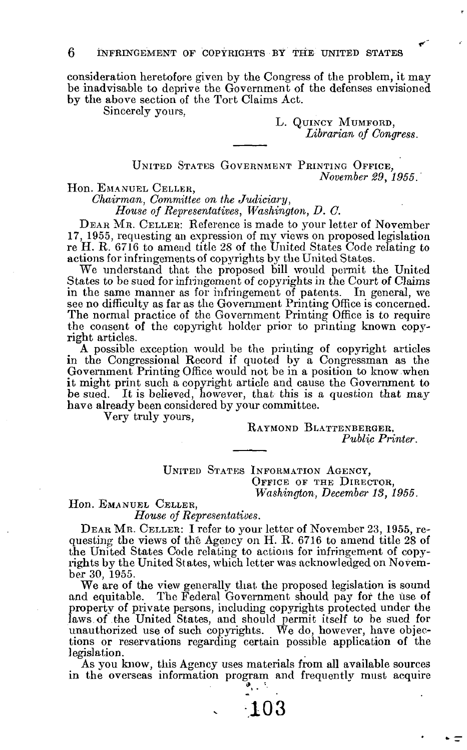consideration heretofore given by the Congress of the problem, it may be inadvisable to deprive the Government of the defenses envisioned by the above section of the Tort Claims Act.

Sincerely yours,

L. QUINCY MUMFORD,
*Librarian of Congress.*

---

UNITED STATES GOVERNMENT PRINTING OFFICE,
*November 29, 1955.*

Hon. EMANUEL CELLER,
*Chairman, Committee on the Judiciary,*
*House of Representatives, Washington, D. C.*

DEAR MR. CELLER: Reference is made to your letter of November 17, 1955, requesting an expression of my views on proposed legislation re H. R. 6716 to amend title 28 of the United States Code relating to actions for infringements of copyrights by the United States.

We understand that the proposed bill would permit the United States to be sued for infringement of copyrights in the Court of Claims in the same manner as for infringement of patents. In general, we see no difficulty as far as the Government Printing Office is concerned. The normal practice of the Government Printing Office is to require the consent of the copyright holder prior to printing known copyright articles.

A possible exception would be the printing of copyright articles in the Congressional Record if quoted by a Congressman as the Government Printing Office would not be in a position to know when it might print such a copyright article and cause the Government to be sued. It is believed, however, that this is a question that may have already been considered by your committee.

Very truly yours,

RAYMOND BLATTENBERGER,
*Public Printer.*

---

UNITED STATES INFORMATION AGENCY,
OFFICE OF THE DIRECTOR,
*Washington, December 13, 1955.*

Hon. EMANUEL CELLER,
*House of Representatives.*

DEAR MR. CELLER: I refer to your letter of November 23, 1955, requesting the views of the Agency on H. R. 6716 to amend title 28 of the United States Code relating to actions for infringement of copyrights by the United States, which letter was acknowledged on November 30, 1955.

We are of the view generally that the proposed legislation is sound and equitable. The Federal Government should pay for the use of property of private persons, including copyrights protected under the laws of the United States, and should permit itself to be sued for unauthorized use of such copyrights. We do, however, have objections or reservations regarding certain possible application of the legislation.

As you know, this Agency uses materials from all available sources in the overseas information program and frequently must acquire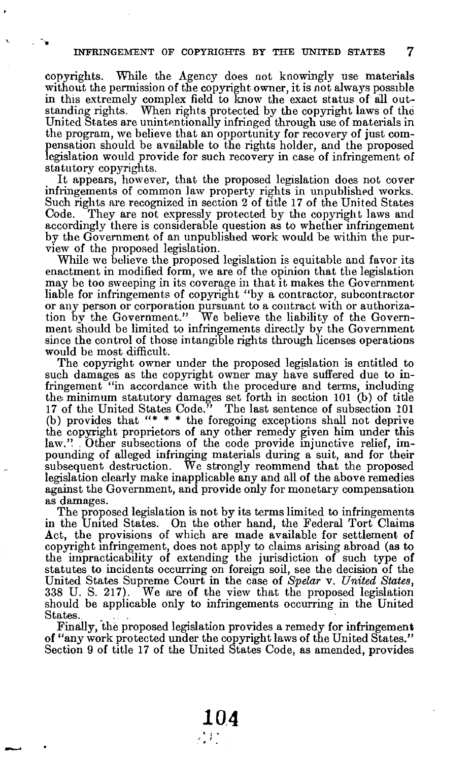copyrights. While the Agency does not knowingly use materials without the permission of the copyright owner, it is not always possible in this extremely complex field to know the exact status of all outstanding rights. When rights protected by the copyright laws of the United States are unintentionally infringed through use of materials in the program, we believe that an opportunity for recovery of just compensation should be available to the rights holder, and the proposed legislation would provide for such recovery in case of infringement of statutory copyrights.

It appears, however, that the proposed legislation does not cover infringements of common law property rights in unpublished works. Such rights are recognized in section 2 of title 17 of the United States Code. They are not expressly protected by the copyright laws and accordingly there is considerable question as to whether infringement by the Government of an unpublished work would be within the purview of the proposed legislation.

While we believe the proposed legislation is equitable and favor its enactment in modified form, we are of the opinion that the legislation may be too sweeping in its coverage in that it makes the Government liable for infringements of copyright "by a contractor, subcontractor or any person or corporation pursuant to a contract with or authorization by the Government." We believe the liability of the Government should be limited to infringements directly by the Government since the control of those intangible rights through licenses operations would be most difficult.

The copyright owner under the proposed legislation is entitled to such damages as the copyright owner may have suffered due to infringement "in accordance with the procedure and terms, including the minimum statutory damages set forth in section 101 (b) of title 17 of the United States Code." The last sentence of subsection 101 (b) provides that "* * * the foregoing exceptions shall not deprive the copyright proprietors of any other remedy given him under this law." Other subsections of the code provide injunctive relief, impounding of alleged infringing materials during a suit, and for their subsequent destruction. We strongly reommend that the proposed legislation clearly make inapplicable any and all of the above remedies against the Government, and provide only for monetary compensation as damages.

The proposed legislation is not by its terms limited to infringements in the United States. On the other hand, the Federal Tort Claims Act, the provisions of which are made available for settlement of copyright infringement, does not apply to claims arising abroad (as to the impracticability of extending the jurisdiction of such type of statutes to incidents occurring on foreign soil, see the decision of the United States Supreme Court in the case of *Spelar* v. *United States*, 338 U. S. 217). We are of the view that the proposed legislation should be applicable only to infringements occurring in the United States.

Finally, the proposed legislation provides a remedy for infringement of "any work protected under the copyright laws of the United States." Section 9 of title 17 of the United States Code, as amended, provides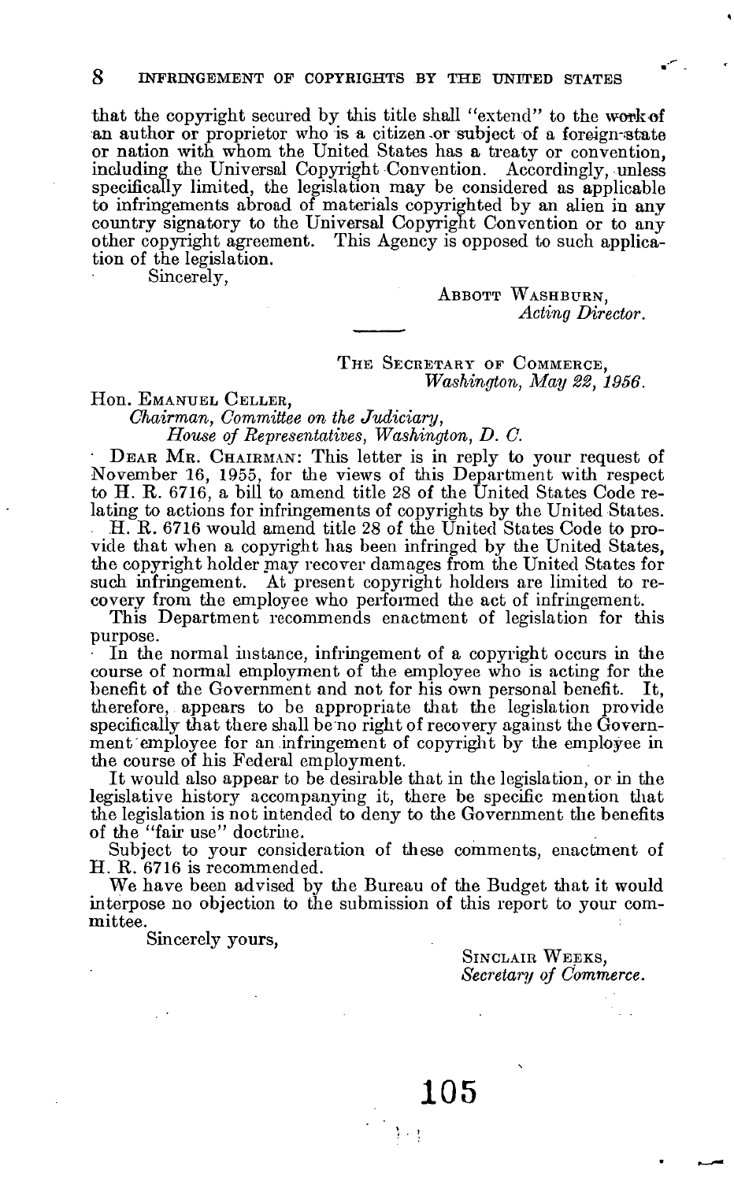that the copyright secured by this title shall "extend" to the work of an author or proprietor who is a citizen or subject of a foreign state or nation with whom the United States has a treaty or convention, including the Universal Copyright Convention. Accordingly, unless specifically limited, the legislation may be considered as applicable to infringements abroad of materials copyrighted by an alien in any country signatory to the Universal Copyright Convention or to any other copyright agreement. This Agency is opposed to such application of the legislation.

Sincerely,

ABBOTT WASHBURN,
*Acting Director.*

---

THE SECRETARY OF COMMERCE,
*Washington, May 22, 1956.*

Hon. EMANUEL CELLER,
*Chairman, Committee on the Judiciary,*
*House of Representatives, Washington, D. C.*

DEAR MR. CHAIRMAN: This letter is in reply to your request of November 16, 1955, for the views of this Department with respect to H. R. 6716, a bill to amend title 28 of the United States Code relating to actions for infringements of copyrights by the United States.

H. R. 6716 would amend title 28 of the United States Code to provide that when a copyright has been infringed by the United States, the copyright holder may recover damages from the United States for such infringement. At present copyright holders are limited to recovery from the employee who performed the act of infringement.

This Department recommends enactment of legislation for this purpose.

In the normal instance, infringement of a copyright occurs in the course of normal employment of the employee who is acting for the benefit of the Government and not for his own personal benefit. It, therefore, appears to be appropriate that the legislation provide specifically that there shall be no right of recovery against the Government employee for an infringement of copyright by the employee in the course of his Federal employment.

It would also appear to be desirable that in the legislation, or in the legislative history accompanying it, there be specific mention that the legislation is not intended to deny to the Government the benefits of the "fair use" doctrine.

Subject to your consideration of these comments, enactment of H. R. 6716 is recommended.

We have been advised by the Bureau of the Budget that it would interpose no objection to the submission of this report to your committee.

Sincerely yours,

SINCLAIR WEEKS,
*Secretary of Commerce.*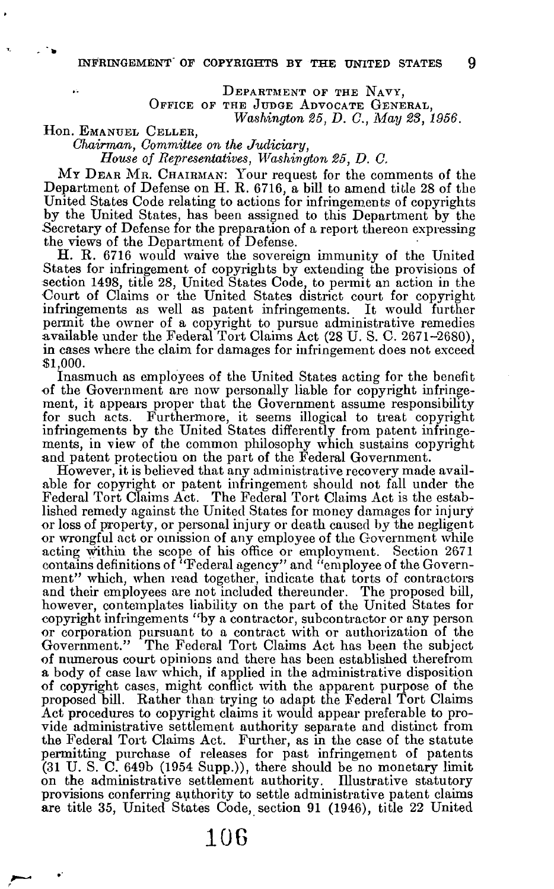DEPARTMENT OF THE NAVY,
OFFICE OF THE JUDGE ADVOCATE GENERAL,
*Washington 25, D. C., May 23, 1956.*

Hon. EMANUEL CELLER,
*Chairman, Committee on the Judiciary,*
*House of Representatives, Washington 25, D. C.*

MY DEAR MR. CHAIRMAN: Your request for the comments of the Department of Defense on H. R. 6716, a bill to amend title 28 of the United States Code relating to actions for infringements of copyrights by the United States, has been assigned to this Department by the Secretary of Defense for the preparation of a report thereon expressing the views of the Department of Defense.

H. R. 6716 would waive the sovereign immunity of the United States for infringement of copyrights by extending the provisions of section 1498, title 28, United States Code, to permit an action in the Court of Claims or the United States district court for copyright infringements as well as patent infringements. It would further permit the owner of a copyright to pursue administrative remedies available under the Federal Tort Claims Act (28 U. S. C. 2671–2680), in cases where the claim for damages for infringement does not exceed $1,000.

Inasmuch as employees of the United States acting for the benefit of the Government are now personally liable for copyright infringement, it appears proper that the Government assume responsibility for such acts. Furthermore, it seems illogical to treat copyright infringements by the United States differently from patent infringements, in view of the common philosophy which sustains copyright and patent protection on the part of the Federal Government.

However, it is believed that any administrative recovery made available for copyright or patent infringement should not fall under the Federal Tort Claims Act. The Federal Tort Claims Act is the established remedy against the United States for money damages for injury or loss of property, or personal injury or death caused by the negligent or wrongful act or omission of any employee of the Government while acting within the scope of his office or employment. Section 2671 contains definitions of "Federal agency" and "employee of the Government" which, when read together, indicate that torts of contractors and their employees are not included thereunder. The proposed bill, however, contemplates liability on the part of the United States for copyright infringements "by a contractor, subcontractor or any person or corporation pursuant to a contract with or authorization of the Government." The Federal Tort Claims Act has been the subject of numerous court opinions and there has been established therefrom a body of case law which, if applied in the administrative disposition of copyright cases, might conflict with the apparent purpose of the proposed bill. Rather than trying to adapt the Federal Tort Claims Act procedures to copyright claims it would appear preferable to provide administrative settlement authority separate and distinct from the Federal Tort Claims Act. Further, as in the case of the statute permitting purchase of releases for past infringement of patents (31 U. S. C. 649b (1954 Supp.)), there should be no monetary limit on the administrative settlement authority. Illustrative statutory provisions conferring authority to settle administrative patent claims are title 35, United States Code, section 91 (1946), title 22 United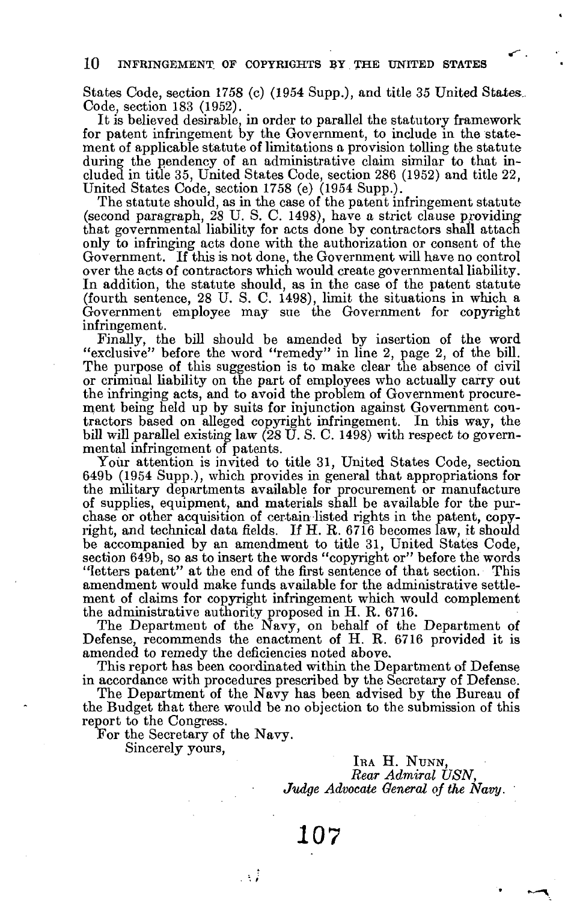States Code, section 1758 (c) (1954 Supp.), and title 35 United States Code, section 183 (1952).

It is believed desirable, in order to parallel the statutory framework for patent infringement by the Government, to include in the statement of applicable statute of limitations a provision tolling the statute during the pendency of an administrative claim similar to that included in title 35, United States Code, section 286 (1952) and title 22, United States Code, section 1758 (e) (1954 Supp.).

The statute should, as in the case of the patent infringement statute (second paragraph, 28 U. S. C. 1498), have a strict clause providing that governmental liability for acts done by contractors shall attach only to infringing acts done with the authorization or consent of the Government. If this is not done, the Government will have no control over the acts of contractors which would create governmental liability. In addition, the statute should, as in the case of the patent statute (fourth sentence, 28 U. S. C. 1498), limit the situations in which a Government employee may sue the Government for copyright infringement.

Finally, the bill should be amended by insertion of the word "exclusive" before the word "remedy" in line 2, page 2, of the bill. The purpose of this suggestion is to make clear the absence of civil or criminal liability on the part of employees who actually carry out the infringing acts, and to avoid the problem of Government procurement being held up by suits for injunction against Government contractors based on alleged copyright infringement. In this way, the bill will parallel existing law (28 U. S. C. 1498) with respect to governmental infringement of patents.

Your attention is invited to title 31, United States Code, section 649b (1954 Supp.), which provides in general that appropriations for the military departments available for procurement or manufacture of supplies, equipment, and materials shall be available for the purchase or other acquisition of certain listed rights in the patent, copyright, and technical data fields. If H. R. 6716 becomes law, it should be accompanied by an amendment to title 31, United States Code, section 649b, so as to insert the words "copyright or" before the words "letters patent" at the end of the first sentence of that section. This amendment would make funds available for the administrative settlement of claims for copyright infringement which would complement the administrative authority proposed in H. R. 6716.

The Department of the Navy, on behalf of the Department of Defense, recommends the enactment of H. R. 6716 provided it is amended to remedy the deficiencies noted above.

This report has been coordinated within the Department of Defense in accordance with procedures prescribed by the Secretary of Defense.

The Department of the Navy has been advised by the Bureau of the Budget that there would be no objection to the submission of this report to the Congress.

For the Secretary of the Navy.

Sincerely yours,

Ira H. Nunn,
*Rear Admiral USN,*
*Judge Advocate General of the Navy.*

107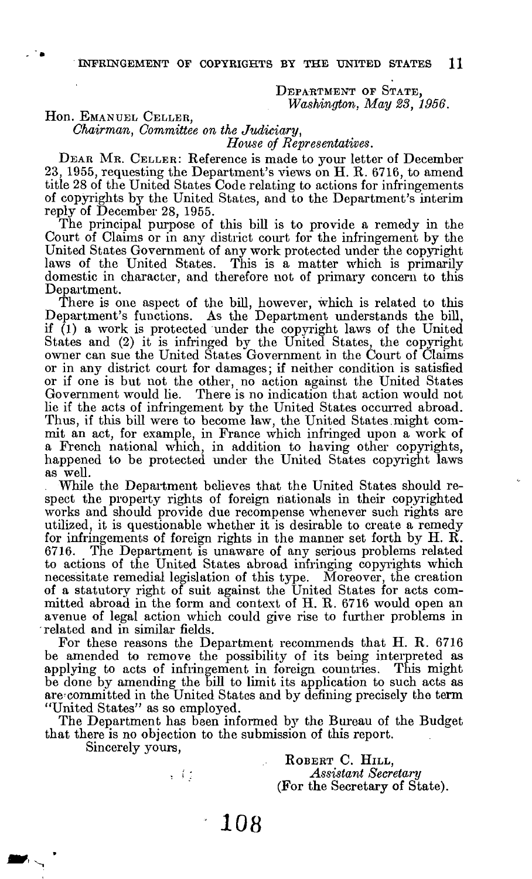DEPARTMENT OF STATE,
*Washington, May 23, 1956.*

Hon. EMANUEL CELLER,
*Chairman, Committee on the Judiciary,*
*House of Representatives.*

DEAR MR. CELLER: Reference is made to your letter of December 23, 1955, requesting the Department's views on H. R. 6716, to amend title 28 of the United States Code relating to actions for infringements of copyrights by the United States, and to the Department's interim reply of December 28, 1955.

The principal purpose of this bill is to provide a remedy in the Court of Claims or in any district court for the infringement by the United States Government of any work protected under the copyright laws of the United States. This is a matter which is primarily domestic in character, and therefore not of primary concern to this Department.

There is one aspect of the bill, however, which is related to this Department's functions. As the Department understands the bill, if (1) a work is protected under the copyright laws of the United States and (2) it is infringed by the United States, the copyright owner can sue the United States Government in the Court of Claims or in any district court for damages; if neither condition is satisfied or if one is but not the other, no action against the United States Government would lie. There is no indication that action would not lie if the acts of infringement by the United States occurred abroad. Thus, if this bill were to become law, the United States might commit an act, for example, in France which infringed upon a work of a French national which, in addition to having other copyrights, happened to be protected under the United States copyright laws as well.

While the Department believes that the United States should respect the property rights of foreign nationals in their copyrighted works and should provide due recompense whenever such rights are utilized, it is questionable whether it is desirable to create a remedy for infringements of foreign rights in the manner set forth by H. R. 6716. The Department is unaware of any serious problems related to actions of the United States abroad infringing copyrights which necessitate remedial legislation of this type. Moreover, the creation of a statutory right of suit against the United States for acts committed abroad in the form and context of H. R. 6716 would open an avenue of legal action which could give rise to further problems in related and in similar fields.

For these reasons the Department recommends that H. R. 6716 be amended to remove the possibility of its being interpreted as applying to acts of infringement in foreign countries. This might be done by amending the bill to limit its application to such acts as are committed in the United States and by defining precisely the term "United States" as so employed.

The Department has been informed by the Bureau of the Budget that there is no objection to the submission of this report.

Sincerely yours,

ROBERT C. HILL,
*Assistant Secretary*
(For the Secretary of State).

108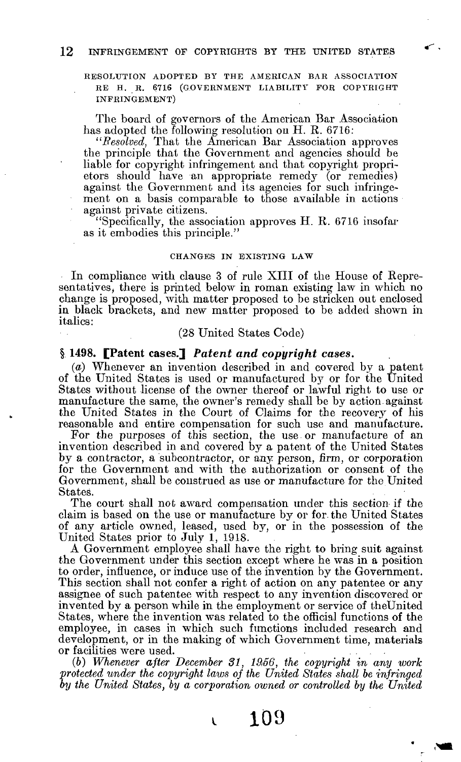RESOLUTION ADOPTED BY THE AMERICAN BAR ASSOCIATION RE H. R. 6716 (GOVERNMENT LIABILITY FOR COPYRIGHT INFRINGEMENT)

The board of governors of the American Bar Association has adopted the following resolution on H. R. 6716:

"*Resolved,* That the American Bar Association approves the principle that the Government and agencies should be liable for copyright infringement and that copyright proprietors should have an appropriate remedy (or remedies) against the Government and its agencies for such infringement on a basis comparable to those available in actions against private citizens.

"Specifically, the association approves H. R. 6716 insofar as it embodies this principle."

## CHANGES IN EXISTING LAW

In compliance with clause 3 of rule XIII of the House of Representatives, there is printed below in roman existing law in which no change is proposed, with matter proposed to be stricken out enclosed in black brackets, and new matter proposed to be added shown in italics:

(28 United States Code)

**§ 1498. [Patent cases.]** ***Patent and copyright cases.***

(*a*) Whenever an invention described in and covered by a patent of the United States is used or manufactured by or for the United States without license of the owner thereof or lawful right to use or manufacture the same, the owner's remedy shall be by action against the United States in the Court of Claims for the recovery of his reasonable and entire compensation for such use and manufacture.

For the purposes of this section, the use or manufacture of an invention described in and covered by a patent of the United States by a contractor, a subcontractor, or any person, firm, or corporation for the Government and with the authorization or consent of the Government, shall be construed as use or manufacture for the United States.

The court shall not award compensation under this section if the claim is based on the use or manufacture by or for the United States of any article owned, leased, used by, or in the possession of the United States prior to July 1, 1918.

A Government employee shall have the right to bring suit against the Government under this section except where he was in a position to order, influence, or induce use of the invention by the Government. This section shall not confer a right of action on any patentee or any assignee of such patentee with respect to any invention discovered or invented by a person while in the employment or service of theUnited States, where the invention was related to the official functions of the employee, in cases in which such functions included research and development, or in the making of which Government time, materials or facilities were used.

*(b) Whenever after December 31, 1956, the copyright in any work protected under the copyright laws of the United States shall be infringed by the United States, by a corporation owned or controlled by the United*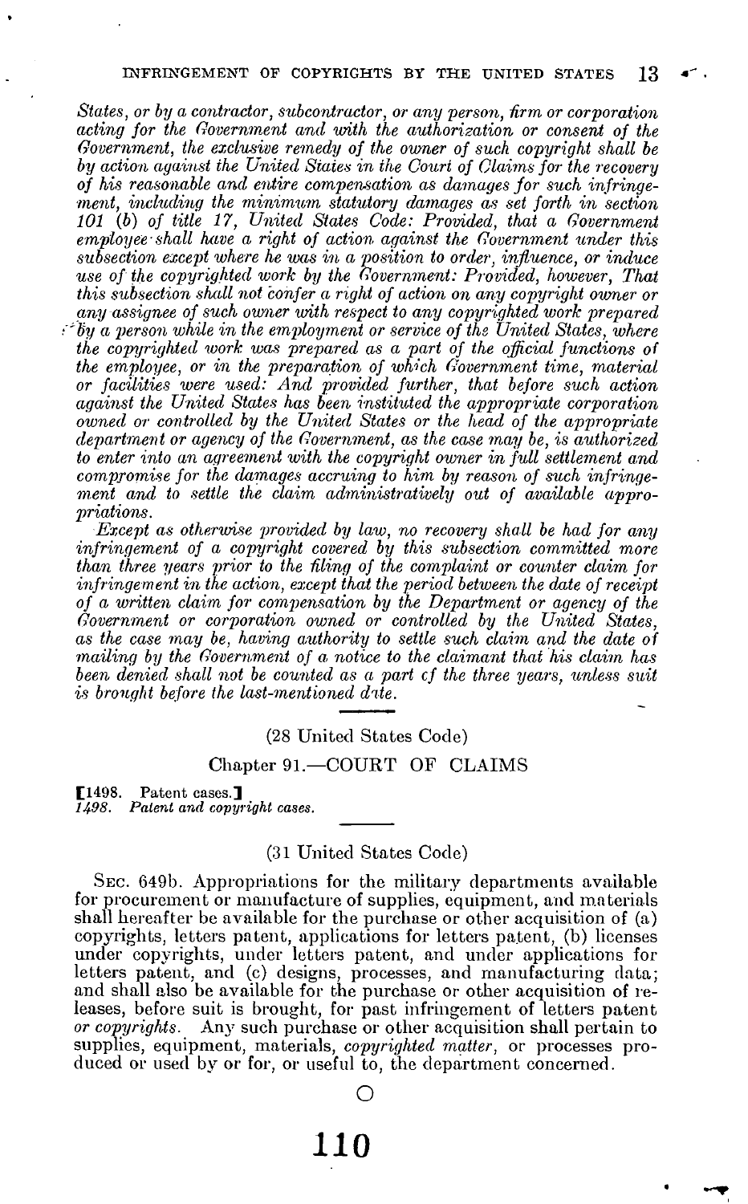*States, or by a contractor, subcontractor, or any person, firm or corporation acting for the Government and with the authorization or consent of the Government, the exclusive remedy of the owner of such copyright shall be by action against the United States in the Court of Claims for the recovery of his reasonable and entire compensation as damages for such infringement, including the minimum statutory damages as set forth in section 101 (b) of title 17, United States Code: Provided, that a Government employee shall have a right of action against the Government under this subsection except where he was in a position to order, influence, or induce use of the copyrighted work by the Government: Provided, however, That this subsection shall not confer a right of action on any copyright owner or any assignee of such owner with respect to any copyrighted work prepared by a person while in the employment or service of the United States, where the copyrighted work was prepared as a part of the official functions of the employee, or in the preparation of which Government time, material or facilities were used: And provided further, that before such action against the United States has been instituted the appropriate corporation owned or controlled by the United States or the head of the appropriate department or agency of the Government, as the case may be, is authorized to enter into an agreement with the copyright owner in full settlement and compromise for the damages accruing to him by reason of such infringement and to settle the claim administratively out of available appropriations.*

*Except as otherwise provided by law, no recovery shall be had for any infringement of a copyright covered by this subsection committed more than three years prior to the filing of the complaint or counter claim for infringement in the action, except that the period between the date of receipt of a written claim for compensation by the Department or agency of the Government or corporation owned or controlled by the United States, as the case may be, having authority to settle such claim and the date of mailing by the Government of a notice to the claimant that his claim has been denied shall not be counted as a part of the three years, unless suit is brought before the last-mentioned date.*

---

(28 United States Code)

Chapter 91.—COURT OF CLAIMS

[1498. Patent cases.]
*1498. Patent and copyright cases.*

---

(31 United States Code)

SEC. 649b. Appropriations for the military departments available for procurement or manufacture of supplies, equipment, and materials shall hereafter be available for the purchase or other acquisition of (a) copyrights, letters patent, applications for letters patent, (b) licenses under copyrights, under letters patent, and under applications for letters patent, and (c) designs, processes, and manufacturing data; and shall also be available for the purchase or other acquisition of releases, before suit is brought, for past infringement of letters patent *or copyrights*. Any such purchase or other acquisition shall pertain to supplies, equipment, materials, *copyrighted matter*, or processes produced or used by or for, or useful to, the department concerned.

○

110